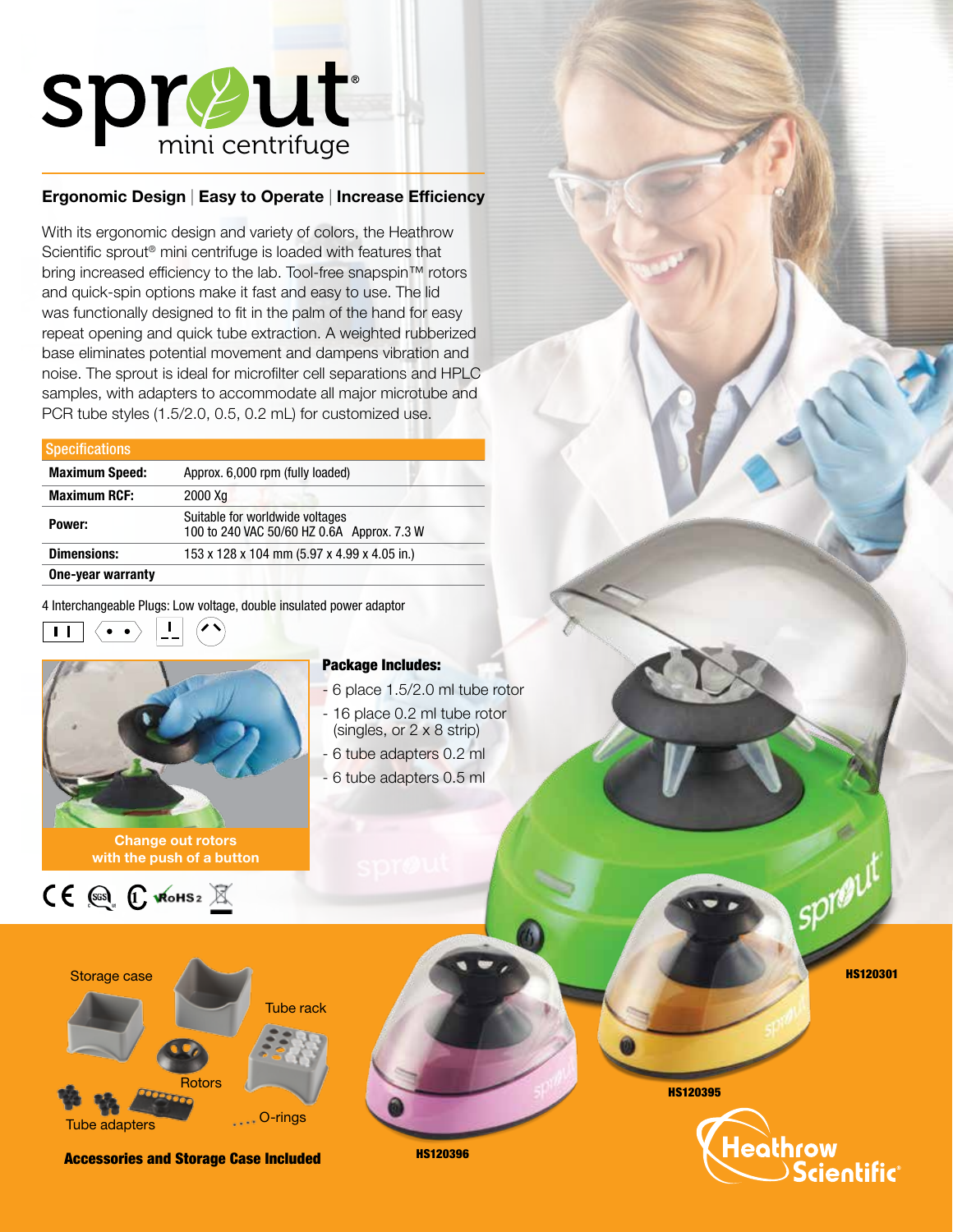# sprout® mini centrifuge

## Ergonomic Design | Easy to Operate | Increase Efficiency

With its ergonomic design and variety of colors, the Heathrow Scientific sprout® mini centrifuge is loaded with features that bring increased efficiency to the lab. Tool-free snapspin™ rotors and quick-spin options make it fast and easy to use. The lid was functionally designed to fit in the palm of the hand for easy repeat opening and quick tube extraction. A weighted rubberized base eliminates potential movement and dampens vibration and noise. The sprout is ideal for microfilter cell separations and HPLC samples, with adapters to accommodate all major microtube and PCR tube styles (1.5/2.0, 0.5, 0.2 mL) for customized use.

| Specifications | |
|---|---|
| **Maximum Speed:** | Approx. 6,000 rpm (fully loaded) |
| **Maximum RCF:** | 2000 Xg |
| **Power:** | Suitable for worldwide voltages<br>100 to 240 VAC 50/60 HZ 0.6A Approx. 7.3 W |
| **Dimensions:** | 153 x 128 x 104 mm (5.97 x 4.99 x 4.05 in.) |
| **One-year warranty** | |

4 Interchangeable Plugs: Low voltage, double insulated power adaptor

Change out rotors with the push of a button

**Package Includes:**

- 6 place 1.5/2.0 ml tube rotor
- 16 place 0.2 ml tube rotor (singles, or 2 x 8 strip)
- 6 tube adapters 0.2 ml
- 6 tube adapters 0.5 ml

Storage case

Tube rack

Rotors

Tube adapters

O-rings

**Accessories and Storage Case Included**

**HS120396**

**HS120395**

**HS120301**

Heathrow Scientific®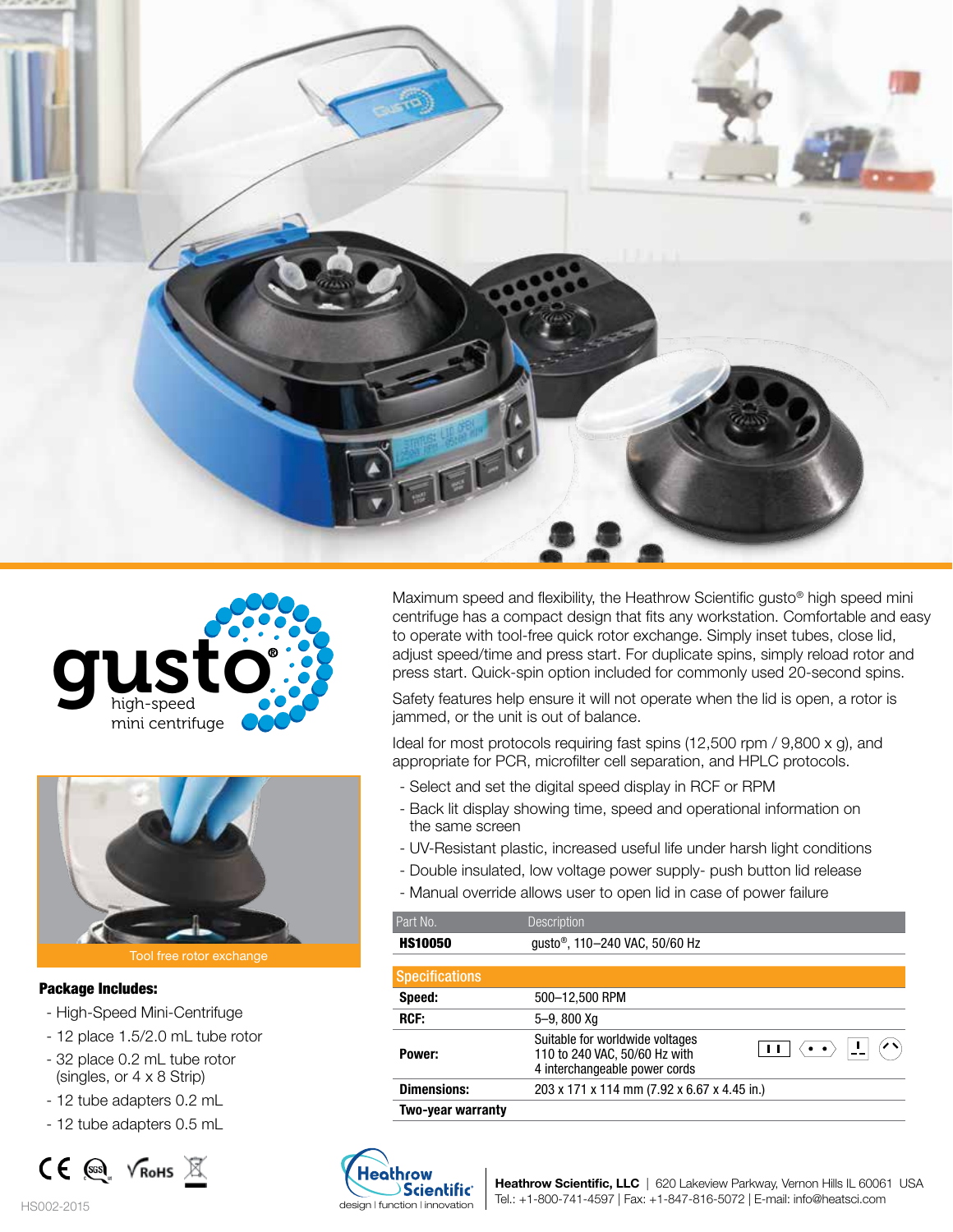# gusto®

high-speed mini centrifuge

Tool free rotor exchange

**Package Includes:**

- High-Speed Mini-Centrifuge
- 12 place 1.5/2.0 mL tube rotor
- 32 place 0.2 mL tube rotor (singles, or 4 x 8 Strip)
- 12 tube adapters 0.2 mL
- 12 tube adapters 0.5 mL

Maximum speed and flexibility, the Heathrow Scientific gusto® high speed mini centrifuge has a compact design that fits any workstation. Comfortable and easy to operate with tool-free quick rotor exchange. Simply inset tubes, close lid, adjust speed/time and press start. For duplicate spins, simply reload rotor and press start. Quick-spin option included for commonly used 20-second spins.

Safety features help ensure it will not operate when the lid is open, a rotor is jammed, or the unit is out of balance.

Ideal for most protocols requiring fast spins (12,500 rpm / 9,800 x g), and appropriate for PCR, microfilter cell separation, and HPLC protocols.

- Select and set the digital speed display in RCF or RPM
- Back lit display showing time, speed and operational information on the same screen
- UV-Resistant plastic, increased useful life under harsh light conditions
- Double insulated, low voltage power supply- push button lid release
- Manual override allows user to open lid in case of power failure

| Part No. | Description |
| --- | --- |
| **HS10050** | gusto®, 110–240 VAC, 50/60 Hz |

| Specifications | |
| --- | --- |
| **Speed:** | 500–12,500 RPM |
| **RCF:** | 5–9, 800 Xg |
| **Power:** | Suitable for worldwide voltages 110 to 240 VAC, 50/60 Hz with 4 interchangeable power cords |
| **Dimensions:** | 203 x 171 x 114 mm (7.92 x 6.67 x 4.45 in.) |
| **Two-year warranty** | |

HS002-2015

Heathrow Scientific — design | function | innovation

**Heathrow Scientific, LLC** | 620 Lakeview Parkway, Vernon Hills IL 60061 USA
Tel.: +1-800-741-4597 | Fax: +1-847-816-5072 | E-mail: info@heatsci.com